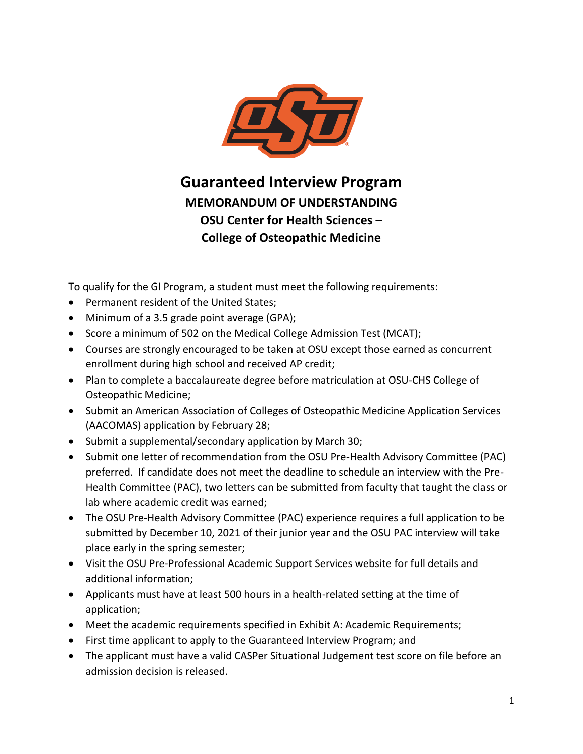# Guaranteed Interview Program

## MEMORANDUM OF UNDERSTANDING

## OSU Center for Health Sciences –
## College of Osteopathic Medicine

To qualify for the GI Program, a student must meet the following requirements:

- Permanent resident of the United States;
- Minimum of a 3.5 grade point average (GPA);
- Score a minimum of 502 on the Medical College Admission Test (MCAT);
- Courses are strongly encouraged to be taken at OSU except those earned as concurrent enrollment during high school and received AP credit;
- Plan to complete a baccalaureate degree before matriculation at OSU-CHS College of Osteopathic Medicine;
- Submit an American Association of Colleges of Osteopathic Medicine Application Services (AACOMAS) application by February 28;
- Submit a supplemental/secondary application by March 30;
- Submit one letter of recommendation from the OSU Pre-Health Advisory Committee (PAC) preferred. If candidate does not meet the deadline to schedule an interview with the Pre-Health Committee (PAC), two letters can be submitted from faculty that taught the class or lab where academic credit was earned;
- The OSU Pre-Health Advisory Committee (PAC) experience requires a full application to be submitted by December 10, 2021 of their junior year and the OSU PAC interview will take place early in the spring semester;
- Visit the OSU Pre-Professional Academic Support Services website for full details and additional information;
- Applicants must have at least 500 hours in a health-related setting at the time of application;
- Meet the academic requirements specified in Exhibit A: Academic Requirements;
- First time applicant to apply to the Guaranteed Interview Program; and
- The applicant must have a valid CASPer Situational Judgement test score on file before an admission decision is released.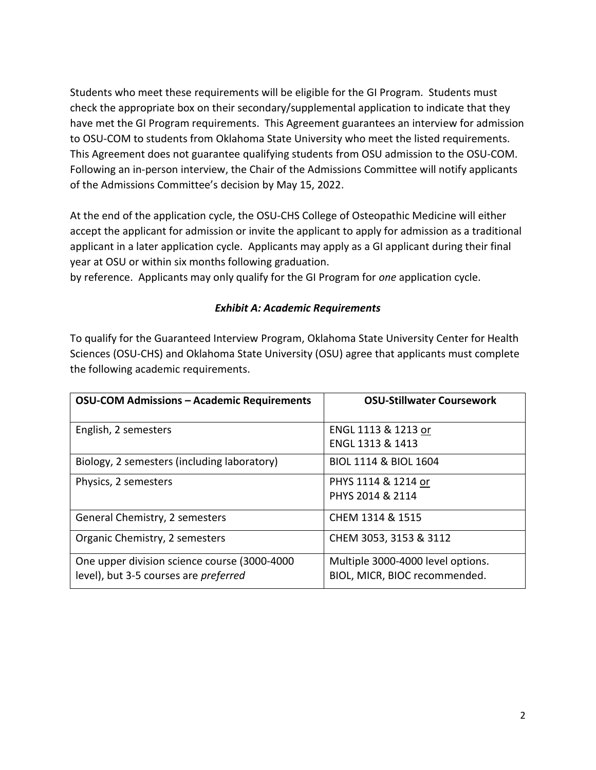Students who meet these requirements will be eligible for the GI Program. Students must check the appropriate box on their secondary/supplemental application to indicate that they have met the GI Program requirements. This Agreement guarantees an interview for admission to OSU-COM to students from Oklahoma State University who meet the listed requirements. This Agreement does not guarantee qualifying students from OSU admission to the OSU-COM. Following an in-person interview, the Chair of the Admissions Committee will notify applicants of the Admissions Committee's decision by May 15, 2022.

At the end of the application cycle, the OSU-CHS College of Osteopathic Medicine will either accept the applicant for admission or invite the applicant to apply for admission as a traditional applicant in a later application cycle. Applicants may apply as a GI applicant during their final year at OSU or within six months following graduation.
by reference. Applicants may only qualify for the GI Program for *one* application cycle.

### *Exhibit A: Academic Requirements*

To qualify for the Guaranteed Interview Program, Oklahoma State University Center for Health Sciences (OSU-CHS) and Oklahoma State University (OSU) agree that applicants must complete the following academic requirements.

| **OSU-COM Admissions – Academic Requirements** | **OSU-Stillwater Coursework** |
|---|---|
| English, 2 semesters | ENGL 1113 & 1213 <u>or</u><br>ENGL 1313 & 1413 |
| Biology, 2 semesters (including laboratory) | BIOL 1114 & BIOL 1604 |
| Physics, 2 semesters | PHYS 1114 & 1214 <u>or</u><br>PHYS 2014 & 2114 |
| General Chemistry, 2 semesters | CHEM 1314 & 1515 |
| Organic Chemistry, 2 semesters | CHEM 3053, 3153 & 3112 |
| One upper division science course (3000-4000 level), but 3-5 courses are *preferred* | Multiple 3000-4000 level options. BIOL, MICR, BIOC recommended. |